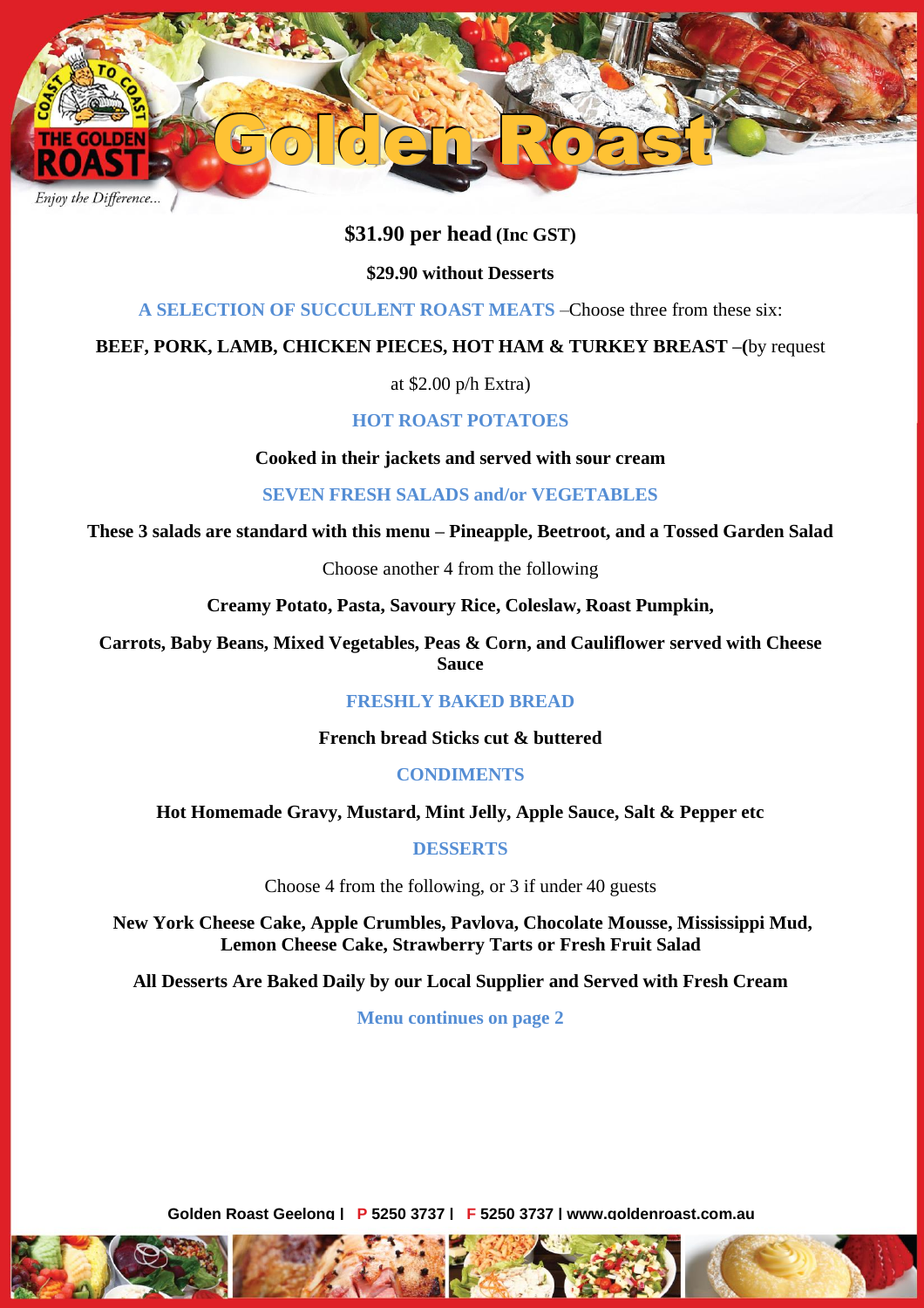# Golden Roast

**$31.90 per head (Inc GST)**

**$29.90 without Desserts**

**A SELECTION OF SUCCULENT ROAST MEATS** –Choose three from these six:

**BEEF, PORK, LAMB, CHICKEN PIECES, HOT HAM & TURKEY BREAST –(**by request at $2.00 p/h Extra)

**HOT ROAST POTATOES**

**Cooked in their jackets and served with sour cream**

**SEVEN FRESH SALADS and/or VEGETABLES**

**These 3 salads are standard with this menu – Pineapple, Beetroot, and a Tossed Garden Salad**

Choose another 4 from the following

**Creamy Potato, Pasta, Savoury Rice, Coleslaw, Roast Pumpkin,**

**Carrots, Baby Beans, Mixed Vegetables, Peas & Corn, and Cauliflower served with Cheese Sauce**

**FRESHLY BAKED BREAD**

**French bread Sticks cut & buttered**

**CONDIMENTS**

**Hot Homemade Gravy, Mustard, Mint Jelly, Apple Sauce, Salt & Pepper etc**

**DESSERTS**

Choose 4 from the following, or 3 if under 40 guests

**New York Cheese Cake, Apple Crumbles, Pavlova, Chocolate Mousse, Mississippi Mud, Lemon Cheese Cake, Strawberry Tarts or Fresh Fruit Salad**

**All Desserts Are Baked Daily by our Local Supplier and Served with Fresh Cream**

**Menu continues on page 2**

**Golden Roast Geelong | P 5250 3737 | F 5250 3737 | www.goldenroast.com.au**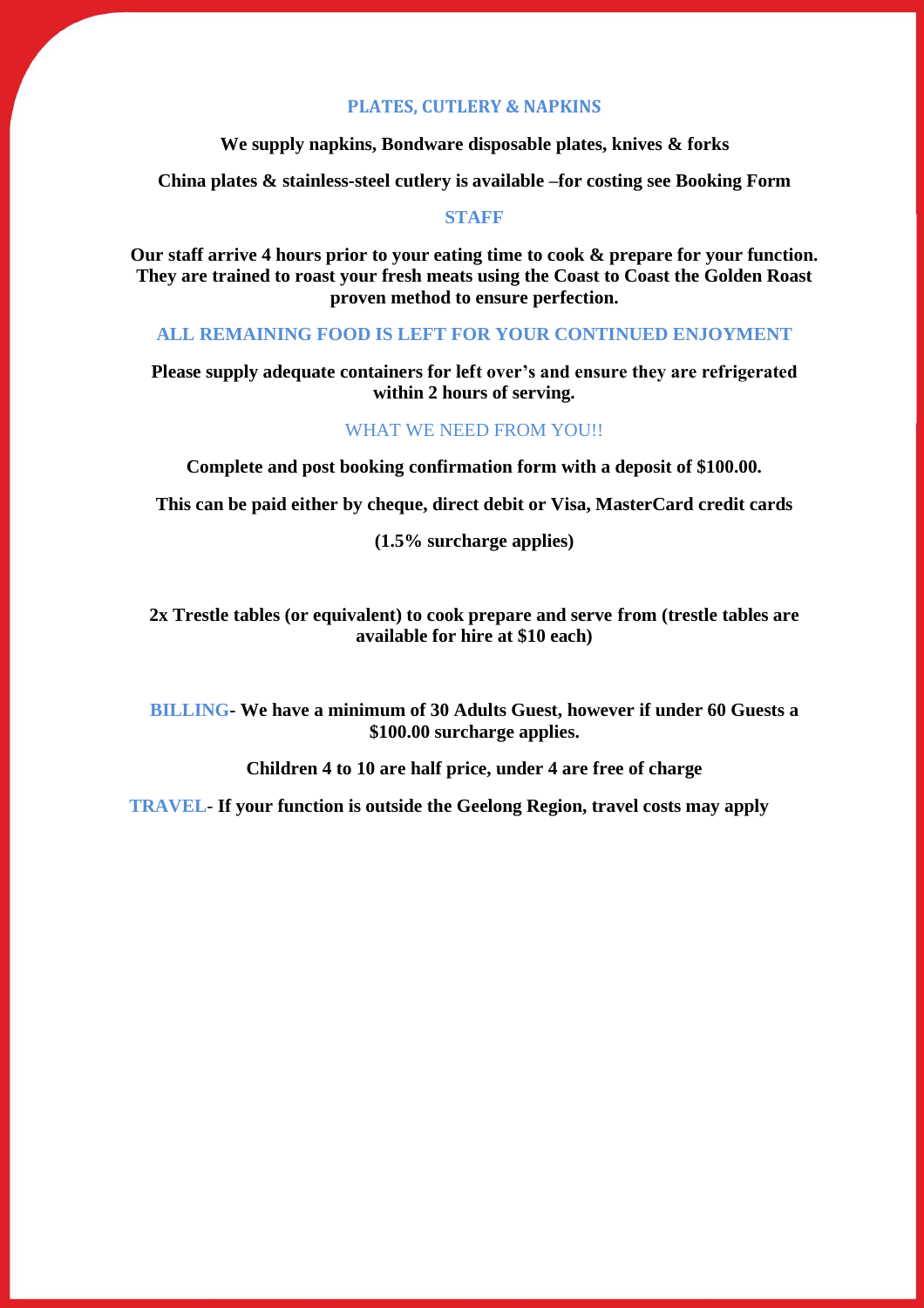## PLATES, CUTLERY & NAPKINS

**We supply napkins, Bondware disposable plates, knives & forks**

**China plates & stainless-steel cutlery is available –for costing see Booking Form**

## STAFF

**Our staff arrive 4 hours prior to your eating time to cook & prepare for your function. They are trained to roast your fresh meats using the Coast to Coast the Golden Roast proven method to ensure perfection.**

## ALL REMAINING FOOD IS LEFT FOR YOUR CONTINUED ENJOYMENT

**Please supply adequate containers for left over's and ensure they are refrigerated within 2 hours of serving.**

## WHAT WE NEED FROM YOU!!

**Complete and post booking confirmation form with a deposit of $100.00.**

**This can be paid either by cheque, direct debit or Visa, MasterCard credit cards**

**(1.5% surcharge applies)**

**2x Trestle tables (or equivalent) to cook prepare and serve from (trestle tables are available for hire at $10 each)**

**BILLING- We have a minimum of 30 Adults Guest, however if under 60 Guests a $100.00 surcharge applies.**

**Children 4 to 10 are half price, under 4 are free of charge**

**TRAVEL- If your function is outside the Geelong Region, travel costs may apply**